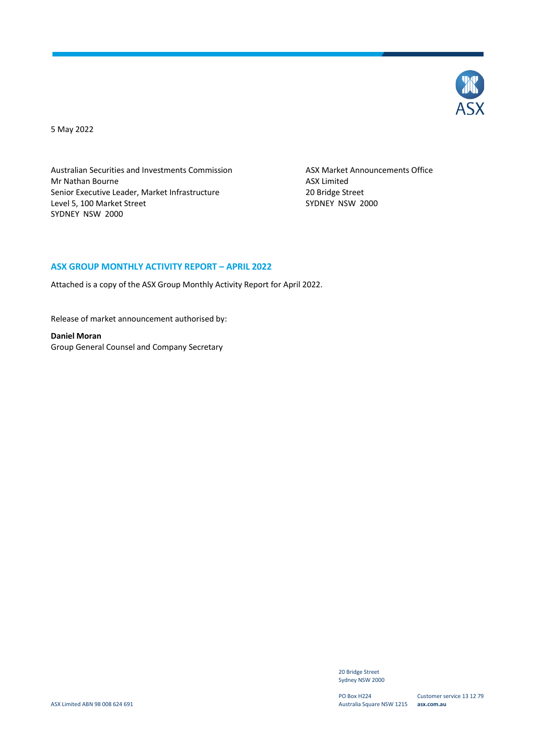5 May 2022

Australian Securities and Investments Commission
Mr Nathan Bourne
Senior Executive Leader, Market Infrastructure
Level 5, 100 Market Street
SYDNEY NSW 2000

ASX Market Announcements Office
ASX Limited
20 Bridge Street
SYDNEY NSW 2000

## ASX GROUP MONTHLY ACTIVITY REPORT – APRIL 2022

Attached is a copy of the ASX Group Monthly Activity Report for April 2022.

Release of market announcement authorised by:

**Daniel Moran**
Group General Counsel and Company Secretary

ASX Limited ABN 98 008 624 691

20 Bridge Street
Sydney NSW 2000

PO Box H224
Australia Square NSW 1215

Customer service 13 12 79
**asx.com.au**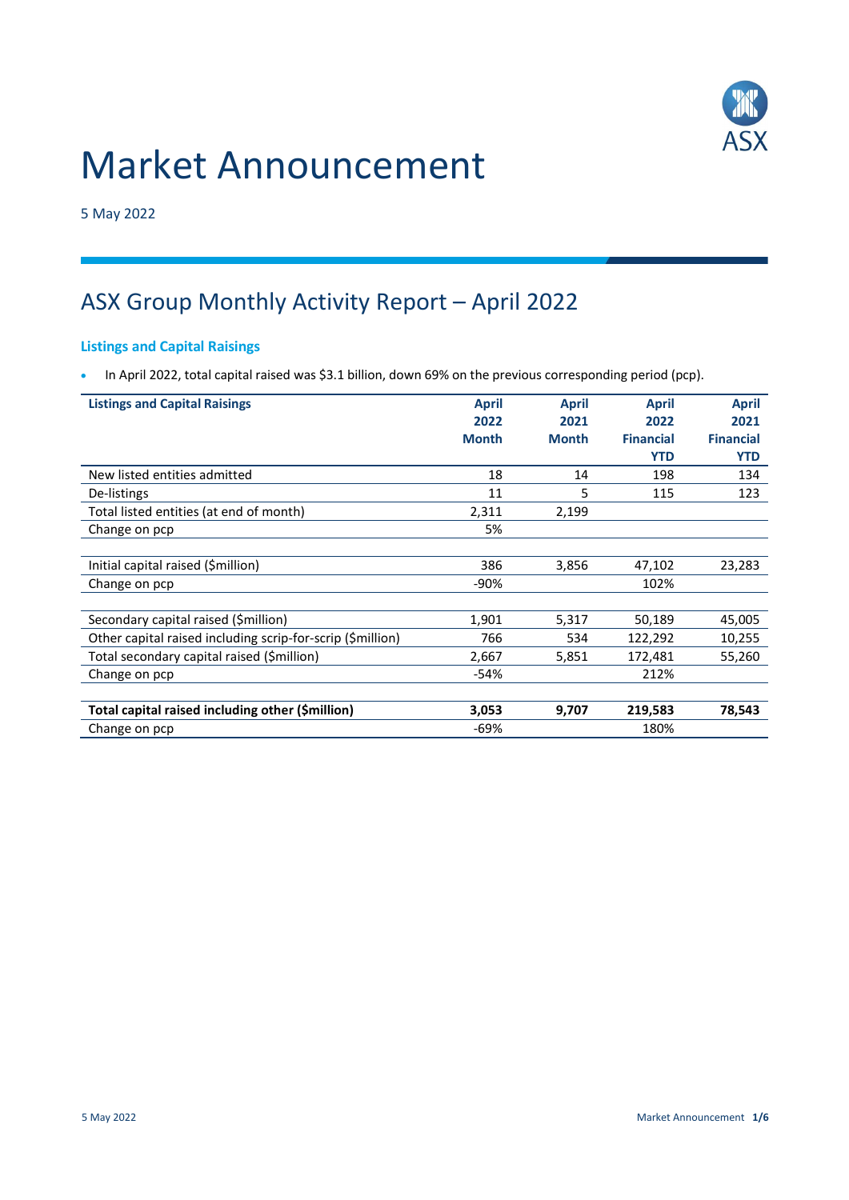# Market Announcement

5 May 2022

## ASX Group Monthly Activity Report – April 2022

### Listings and Capital Raisings

- In April 2022, total capital raised was $3.1 billion, down 69% on the previous corresponding period (pcp).

| Listings and Capital Raisings | April 2022 Month | April 2021 Month | April 2022 Financial YTD | April 2021 Financial YTD |
|---|---|---|---|---|
| New listed entities admitted | 18 | 14 | 198 | 134 |
| De-listings | 11 | 5 | 115 | 123 |
| Total listed entities (at end of month) | 2,311 | 2,199 | | |
| Change on pcp | 5% | | | |
| | | | | |
| Initial capital raised ($million) | 386 | 3,856 | 47,102 | 23,283 |
| Change on pcp | -90% | | 102% | |
| | | | | |
| Secondary capital raised ($million) | 1,901 | 5,317 | 50,189 | 45,005 |
| Other capital raised including scrip-for-scrip ($million) | 766 | 534 | 122,292 | 10,255 |
| Total secondary capital raised ($million) | 2,667 | 5,851 | 172,481 | 55,260 |
| Change on pcp | -54% | | 212% | |
| | | | | |
| **Total capital raised including other ($million)** | **3,053** | **9,707** | **219,583** | **78,543** |
| Change on pcp | -69% | | 180% | |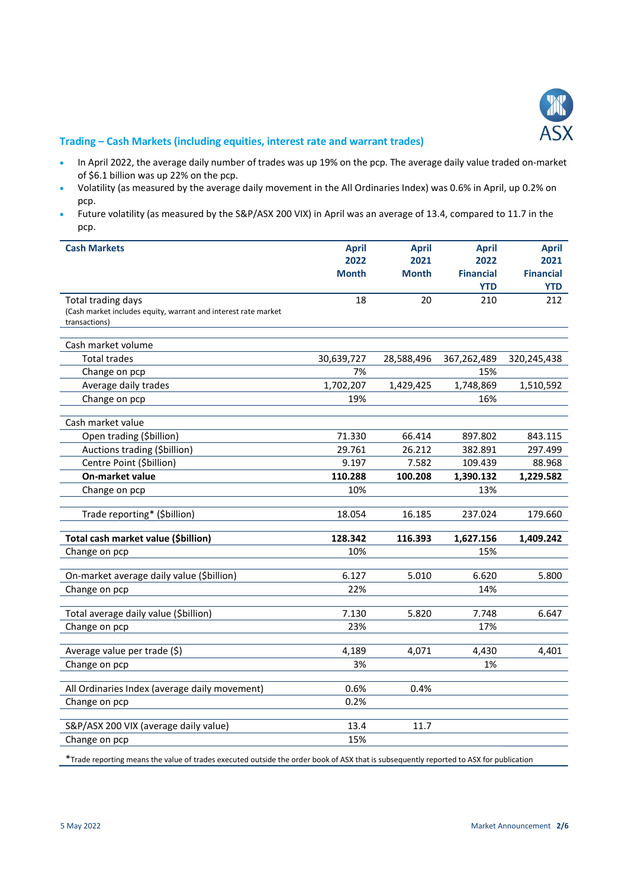## Trading – Cash Markets (including equities, interest rate and warrant trades)

- In April 2022, the average daily number of trades was up 19% on the pcp. The average daily value traded on-market of $6.1 billion was up 22% on the pcp.
- Volatility (as measured by the average daily movement in the All Ordinaries Index) was 0.6% in April, up 0.2% on pcp.
- Future volatility (as measured by the S&P/ASX 200 VIX) in April was an average of 13.4, compared to 11.7 in the pcp.

| Cash Markets | April 2022 Month | April 2021 Month | April 2022 Financial YTD | April 2021 Financial YTD |
|---|---|---|---|---|
| Total trading days<br>(Cash market includes equity, warrant and interest rate market transactions) | 18 | 20 | 210 | 212 |
| | | | | |
| Cash market volume | | | | |
| Total trades | 30,639,727 | 28,588,496 | 367,262,489 | 320,245,438 |
| Change on pcp | 7% | | 15% | |
| Average daily trades | 1,702,207 | 1,429,425 | 1,748,869 | 1,510,592 |
| Change on pcp | 19% | | 16% | |
| | | | | |
| Cash market value | | | | |
| Open trading ($billion) | 71.330 | 66.414 | 897.802 | 843.115 |
| Auctions trading ($billion) | 29.761 | 26.212 | 382.891 | 297.499 |
| Centre Point ($billion) | 9.197 | 7.582 | 109.439 | 88.968 |
| **On-market value** | **110.288** | **100.208** | **1,390.132** | **1,229.582** |
| Change on pcp | 10% | | 13% | |
| | | | | |
| Trade reporting* ($billion) | 18.054 | 16.185 | 237.024 | 179.660 |
| | | | | |
| **Total cash market value ($billion)** | **128.342** | **116.393** | **1,627.156** | **1,409.242** |
| Change on pcp | 10% | | 15% | |
| | | | | |
| On-market average daily value ($billion) | 6.127 | 5.010 | 6.620 | 5.800 |
| Change on pcp | 22% | | 14% | |
| | | | | |
| Total average daily value ($billion) | 7.130 | 5.820 | 7.748 | 6.647 |
| Change on pcp | 23% | | 17% | |
| | | | | |
| Average value per trade ($) | 4,189 | 4,071 | 4,430 | 4,401 |
| Change on pcp | 3% | | 1% | |
| | | | | |
| All Ordinaries Index (average daily movement) | 0.6% | 0.4% | | |
| Change on pcp | 0.2% | | | |
| | | | | |
| S&P/ASX 200 VIX (average daily value) | 13.4 | 11.7 | | |
| Change on pcp | 15% | | | |

*Trade reporting means the value of trades executed outside the order book of ASX that is subsequently reported to ASX for publication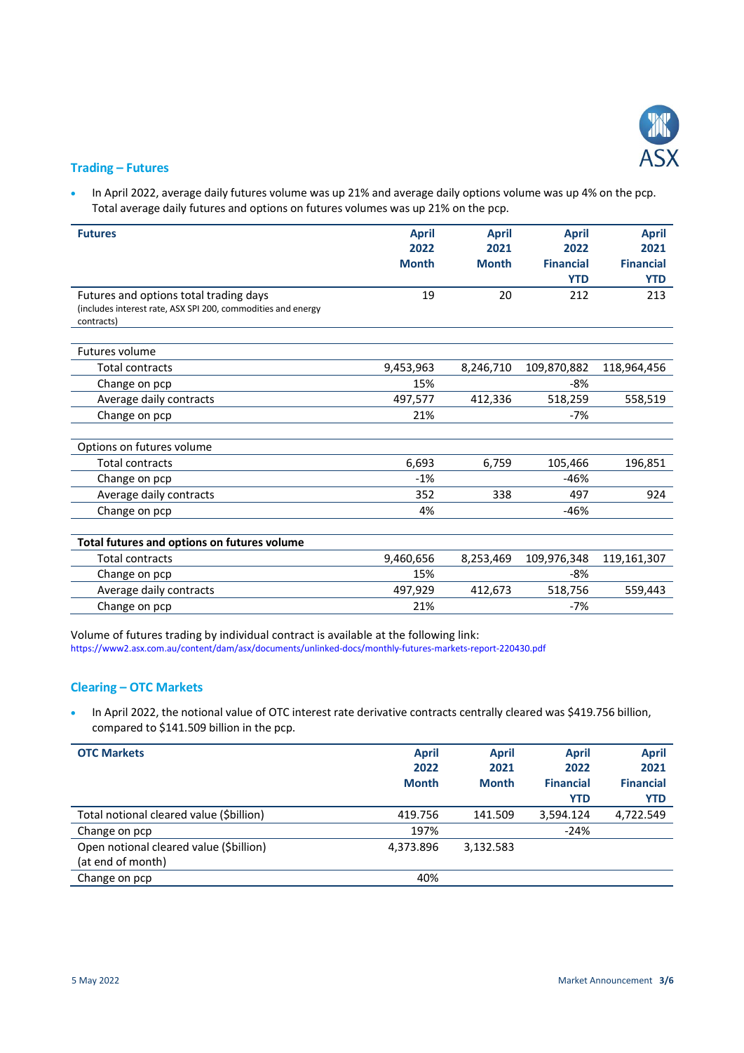## Trading – Futures

- In April 2022, average daily futures volume was up 21% and average daily options volume was up 4% on the pcp. Total average daily futures and options on futures volumes was up 21% on the pcp.

| Futures | April 2022 Month | April 2021 Month | April 2022 Financial YTD | April 2021 Financial YTD |
|---|---|---|---|---|
| Futures and options total trading days (includes interest rate, ASX SPI 200, commodities and energy contracts) | 19 | 20 | 212 | 213 |
| | | | | |
| Futures volume | | | | |
| Total contracts | 9,453,963 | 8,246,710 | 109,870,882 | 118,964,456 |
| Change on pcp | 15% | | -8% | |
| Average daily contracts | 497,577 | 412,336 | 518,259 | 558,519 |
| Change on pcp | 21% | | -7% | |
| | | | | |
| Options on futures volume | | | | |
| Total contracts | 6,693 | 6,759 | 105,466 | 196,851 |
| Change on pcp | -1% | | -46% | |
| Average daily contracts | 352 | 338 | 497 | 924 |
| Change on pcp | 4% | | -46% | |
| | | | | |
| **Total futures and options on futures volume** | | | | |
| Total contracts | 9,460,656 | 8,253,469 | 109,976,348 | 119,161,307 |
| Change on pcp | 15% | | -8% | |
| Average daily contracts | 497,929 | 412,673 | 518,756 | 559,443 |
| Change on pcp | 21% | | -7% | |

Volume of futures trading by individual contract is available at the following link:
https://www2.asx.com.au/content/dam/asx/documents/unlinked-docs/monthly-futures-markets-report-220430.pdf

## Clearing – OTC Markets

- In April 2022, the notional value of OTC interest rate derivative contracts centrally cleared was $419.756 billion, compared to $141.509 billion in the pcp.

| OTC Markets | April 2022 Month | April 2021 Month | April 2022 Financial YTD | April 2021 Financial YTD |
|---|---|---|---|---|
| Total notional cleared value ($billion) | 419.756 | 141.509 | 3,594.124 | 4,722.549 |
| Change on pcp | 197% | | -24% | |
| Open notional cleared value ($billion) (at end of month) | 4,373.896 | 3,132.583 | | |
| Change on pcp | 40% | | | |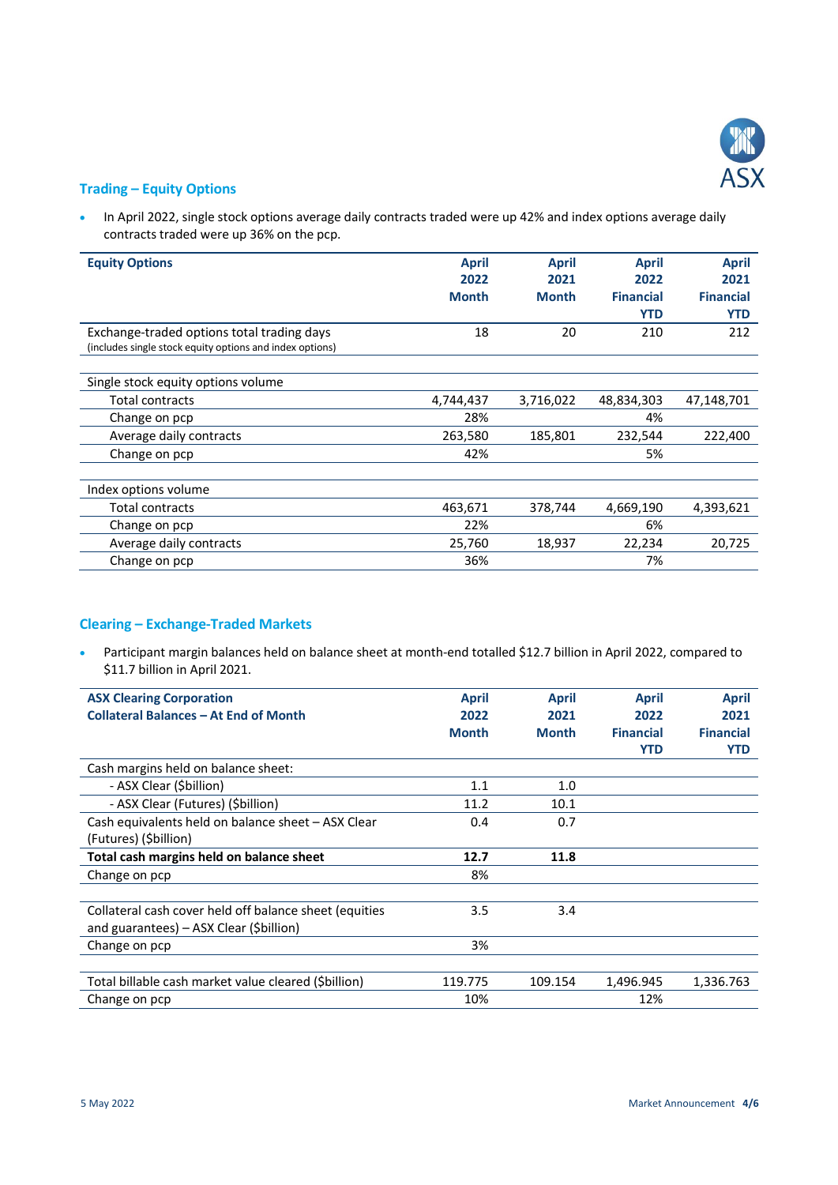## Trading – Equity Options

- In April 2022, single stock options average daily contracts traded were up 42% and index options average daily contracts traded were up 36% on the pcp.

| Equity Options | April 2022 Month | April 2021 Month | April 2022 Financial YTD | April 2021 Financial YTD |
|---|---|---|---|---|
| Exchange-traded options total trading days (includes single stock equity options and index options) | 18 | 20 | 210 | 212 |
| | | | | |
| Single stock equity options volume | | | | |
| Total contracts | 4,744,437 | 3,716,022 | 48,834,303 | 47,148,701 |
| Change on pcp | 28% | | 4% | |
| Average daily contracts | 263,580 | 185,801 | 232,544 | 222,400 |
| Change on pcp | 42% | | 5% | |
| | | | | |
| Index options volume | | | | |
| Total contracts | 463,671 | 378,744 | 4,669,190 | 4,393,621 |
| Change on pcp | 22% | | 6% | |
| Average daily contracts | 25,760 | 18,937 | 22,234 | 20,725 |
| Change on pcp | 36% | | 7% | |

## Clearing – Exchange-Traded Markets

- Participant margin balances held on balance sheet at month-end totalled $12.7 billion in April 2022, compared to $11.7 billion in April 2021.

| ASX Clearing Corporation Collateral Balances – At End of Month | April 2022 Month | April 2021 Month | April 2022 Financial YTD | April 2021 Financial YTD |
|---|---|---|---|---|
| Cash margins held on balance sheet: | | | | |
| - ASX Clear ($billion) | 1.1 | 1.0 | | |
| - ASX Clear (Futures) ($billion) | 11.2 | 10.1 | | |
| Cash equivalents held on balance sheet – ASX Clear (Futures) ($billion) | 0.4 | 0.7 | | |
| **Total cash margins held on balance sheet** | **12.7** | **11.8** | | |
| Change on pcp | 8% | | | |
| | | | | |
| Collateral cash cover held off balance sheet (equities and guarantees) – ASX Clear ($billion) | 3.5 | 3.4 | | |
| Change on pcp | 3% | | | |
| | | | | |
| Total billable cash market value cleared ($billion) | 119.775 | 109.154 | 1,496.945 | 1,336.763 |
| Change on pcp | 10% | | 12% | |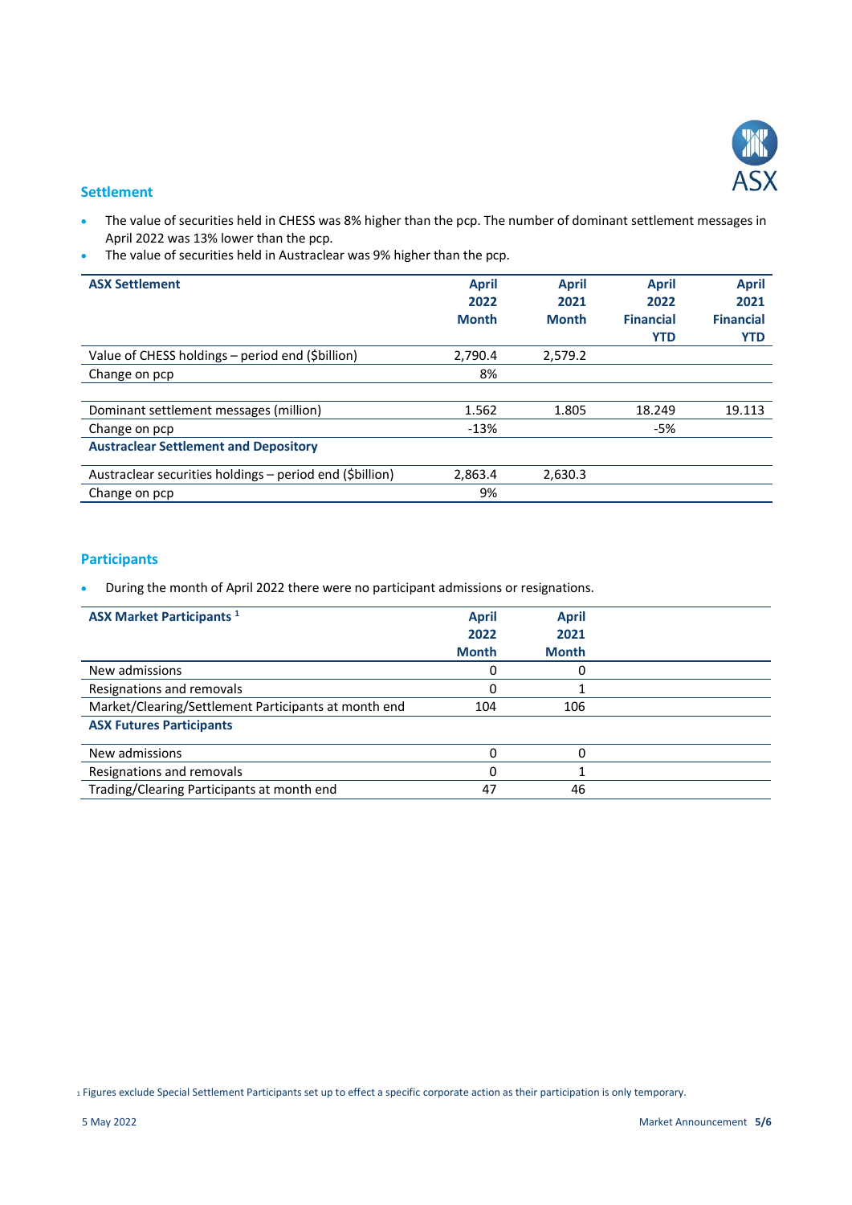## Settlement

- The value of securities held in CHESS was 8% higher than the pcp. The number of dominant settlement messages in April 2022 was 13% lower than the pcp.
- The value of securities held in Austraclear was 9% higher than the pcp.

| ASX Settlement | April 2022 Month | April 2021 Month | April 2022 Financial YTD | April 2021 Financial YTD |
|---|---|---|---|---|
| Value of CHESS holdings – period end ($billion) | 2,790.4 | 2,579.2 | | |
| Change on pcp | 8% | | | |
| | | | | |
| Dominant settlement messages (million) | 1.562 | 1.805 | 18.249 | 19.113 |
| Change on pcp | -13% | | -5% | |
| **Austraclear Settlement and Depository** | | | | |
| Austraclear securities holdings – period end ($billion) | 2,863.4 | 2,630.3 | | |
| Change on pcp | 9% | | | |

## Participants

- During the month of April 2022 there were no participant admissions or resignations.

| ASX Market Participants [1] | April 2022 Month | April 2021 Month |
|---|---|---|
| New admissions | 0 | 0 |
| Resignations and removals | 0 | 1 |
| Market/Clearing/Settlement Participants at month end | 104 | 106 |
| **ASX Futures Participants** | | |
| New admissions | 0 | 0 |
| Resignations and removals | 0 | 1 |
| Trading/Clearing Participants at month end | 47 | 46 |

[1] Figures exclude Special Settlement Participants set up to effect a specific corporate action as their participation is only temporary.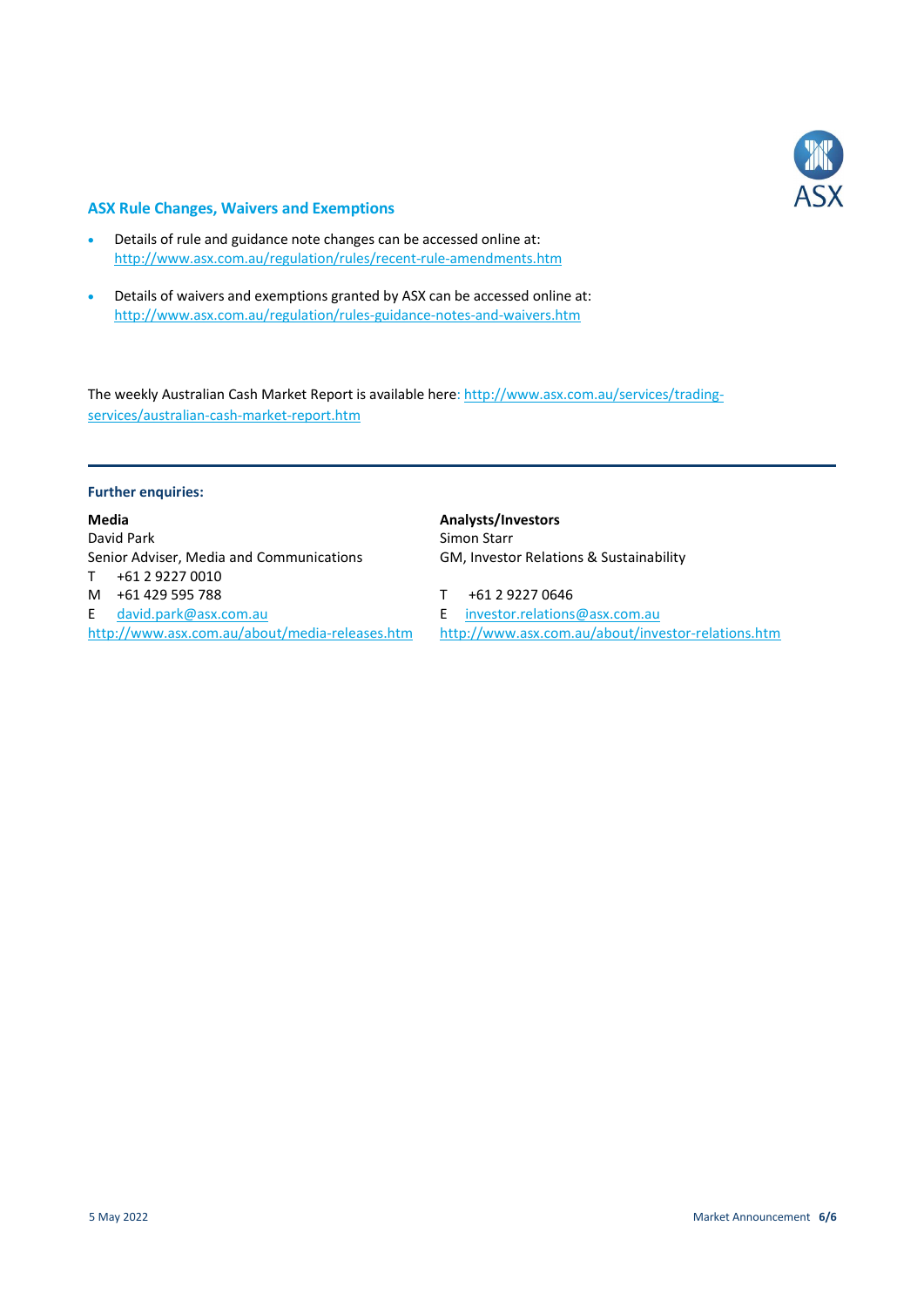## ASX Rule Changes, Waivers and Exemptions

- Details of rule and guidance note changes can be accessed online at: http://www.asx.com.au/regulation/rules/recent-rule-amendments.htm
- Details of waivers and exemptions granted by ASX can be accessed online at: http://www.asx.com.au/regulation/rules-guidance-notes-and-waivers.htm

The weekly Australian Cash Market Report is available here: http://www.asx.com.au/services/trading-services/australian-cash-market-report.htm

---

**Further enquiries:**

**Media**
David Park
Senior Adviser, Media and Communications
T +61 2 9227 0010
M +61 429 595 788
E david.park@asx.com.au
http://www.asx.com.au/about/media-releases.htm

**Analysts/Investors**
Simon Starr
GM, Investor Relations & Sustainability

T +61 2 9227 0646
E investor.relations@asx.com.au
http://www.asx.com.au/about/investor-relations.htm